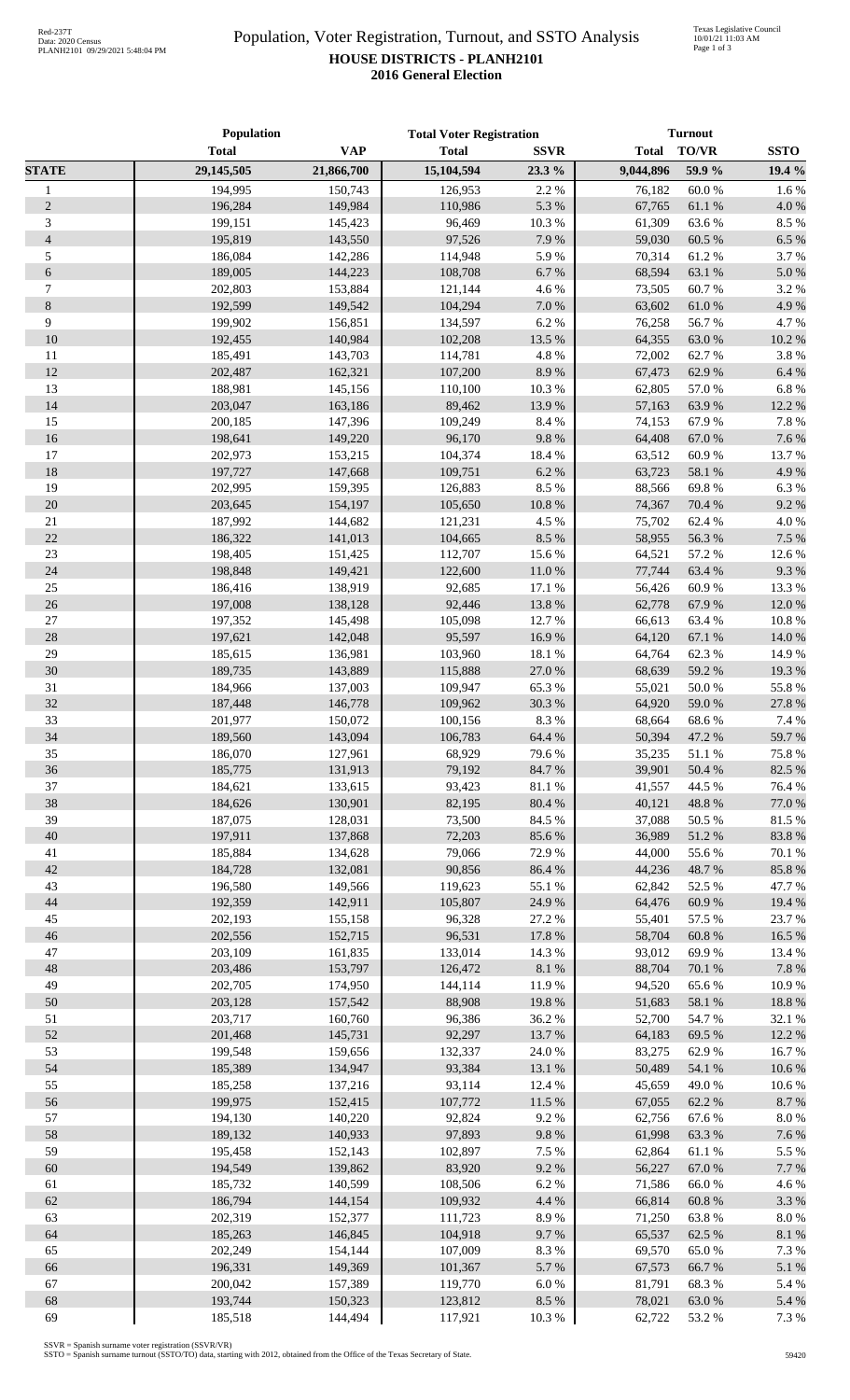# Population, Voter Registration, Turnout, and SSTO Analysis

## HOUSE DISTRICTS - PLANH2101

### 2016 General Election

| | Population | | Total Voter Registration | | Turnout | | |
|---|---|---|---|---|---|---|---|
| | Total | VAP | Total | SSVR | Total | TO/VR | SSTO |
| **STATE** | **29,145,505** | **21,866,700** | **15,104,594** | **23.3 %** | **9,044,896** | **59.9 %** | **19.4 %** |
| 1 | 194,995 | 150,743 | 126,953 | 2.2 % | 76,182 | 60.0 % | 1.6 % |
| 2 | 196,284 | 149,984 | 110,986 | 5.3 % | 67,765 | 61.1 % | 4.0 % |
| 3 | 199,151 | 145,423 | 96,469 | 10.3 % | 61,309 | 63.6 % | 8.5 % |
| 4 | 195,819 | 143,550 | 97,526 | 7.9 % | 59,030 | 60.5 % | 6.5 % |
| 5 | 186,084 | 142,286 | 114,948 | 5.9 % | 70,314 | 61.2 % | 3.7 % |
| 6 | 189,005 | 144,223 | 108,708 | 6.7 % | 68,594 | 63.1 % | 5.0 % |
| 7 | 202,803 | 153,884 | 121,144 | 4.6 % | 73,505 | 60.7 % | 3.2 % |
| 8 | 192,599 | 149,542 | 104,294 | 7.0 % | 63,602 | 61.0 % | 4.9 % |
| 9 | 199,902 | 156,851 | 134,597 | 6.2 % | 76,258 | 56.7 % | 4.7 % |
| 10 | 192,455 | 140,984 | 102,208 | 13.5 % | 64,355 | 63.0 % | 10.2 % |
| 11 | 185,491 | 143,703 | 114,781 | 4.8 % | 72,002 | 62.7 % | 3.8 % |
| 12 | 202,487 | 162,321 | 107,200 | 8.9 % | 67,473 | 62.9 % | 6.4 % |
| 13 | 188,981 | 145,156 | 110,100 | 10.3 % | 62,805 | 57.0 % | 6.8 % |
| 14 | 203,047 | 163,186 | 89,462 | 13.9 % | 57,163 | 63.9 % | 12.2 % |
| 15 | 200,185 | 147,396 | 109,249 | 8.4 % | 74,153 | 67.9 % | 7.8 % |
| 16 | 198,641 | 149,220 | 96,170 | 9.8 % | 64,408 | 67.0 % | 7.6 % |
| 17 | 202,973 | 153,215 | 104,374 | 18.4 % | 63,512 | 60.9 % | 13.7 % |
| 18 | 197,727 | 147,668 | 109,751 | 6.2 % | 63,723 | 58.1 % | 4.9 % |
| 19 | 202,995 | 159,395 | 126,883 | 8.5 % | 88,566 | 69.8 % | 6.3 % |
| 20 | 203,645 | 154,197 | 105,650 | 10.8 % | 74,367 | 70.4 % | 9.2 % |
| 21 | 187,992 | 144,682 | 121,231 | 4.5 % | 75,702 | 62.4 % | 4.0 % |
| 22 | 186,322 | 141,013 | 104,665 | 8.5 % | 58,955 | 56.3 % | 7.5 % |
| 23 | 198,405 | 151,425 | 112,707 | 15.6 % | 64,521 | 57.2 % | 12.6 % |
| 24 | 198,848 | 149,421 | 122,600 | 11.0 % | 77,744 | 63.4 % | 9.3 % |
| 25 | 186,416 | 138,919 | 92,685 | 17.1 % | 56,426 | 60.9 % | 13.3 % |
| 26 | 197,008 | 138,128 | 92,446 | 13.8 % | 62,778 | 67.9 % | 12.0 % |
| 27 | 197,352 | 145,498 | 105,098 | 12.7 % | 66,613 | 63.4 % | 10.8 % |
| 28 | 197,621 | 142,048 | 95,597 | 16.9 % | 64,120 | 67.1 % | 14.0 % |
| 29 | 185,615 | 136,981 | 103,960 | 18.1 % | 64,764 | 62.3 % | 14.9 % |
| 30 | 189,735 | 143,889 | 115,888 | 27.0 % | 68,639 | 59.2 % | 19.3 % |
| 31 | 184,966 | 137,003 | 109,947 | 65.3 % | 55,021 | 50.0 % | 55.8 % |
| 32 | 187,448 | 146,778 | 109,962 | 30.3 % | 64,920 | 59.0 % | 27.8 % |
| 33 | 201,977 | 150,072 | 100,156 | 8.3 % | 68,664 | 68.6 % | 7.4 % |
| 34 | 189,560 | 143,094 | 106,783 | 64.4 % | 50,394 | 47.2 % | 59.7 % |
| 35 | 186,070 | 127,961 | 68,929 | 79.6 % | 35,235 | 51.1 % | 75.8 % |
| 36 | 185,775 | 131,913 | 79,192 | 84.7 % | 39,901 | 50.4 % | 82.5 % |
| 37 | 184,621 | 133,615 | 93,423 | 81.1 % | 41,557 | 44.5 % | 76.4 % |
| 38 | 184,626 | 130,901 | 82,195 | 80.4 % | 40,121 | 48.8 % | 77.0 % |
| 39 | 187,075 | 128,031 | 73,500 | 84.5 % | 37,088 | 50.5 % | 81.5 % |
| 40 | 197,911 | 137,868 | 72,203 | 85.6 % | 36,989 | 51.2 % | 83.8 % |
| 41 | 185,884 | 134,628 | 79,066 | 72.9 % | 44,000 | 55.6 % | 70.1 % |
| 42 | 184,728 | 132,081 | 90,856 | 86.4 % | 44,236 | 48.7 % | 85.8 % |
| 43 | 196,580 | 149,566 | 119,623 | 55.1 % | 62,842 | 52.5 % | 47.7 % |
| 44 | 192,359 | 142,911 | 105,807 | 24.9 % | 64,476 | 60.9 % | 19.4 % |
| 45 | 202,193 | 155,158 | 96,328 | 27.2 % | 55,401 | 57.5 % | 23.7 % |
| 46 | 202,556 | 152,715 | 96,531 | 17.8 % | 58,704 | 60.8 % | 16.5 % |
| 47 | 203,109 | 161,835 | 133,014 | 14.3 % | 93,012 | 69.9 % | 13.4 % |
| 48 | 203,486 | 153,797 | 126,472 | 8.1 % | 88,704 | 70.1 % | 7.8 % |
| 49 | 202,705 | 174,950 | 144,114 | 11.9 % | 94,520 | 65.6 % | 10.9 % |
| 50 | 203,128 | 157,542 | 88,908 | 19.8 % | 51,683 | 58.1 % | 18.8 % |
| 51 | 203,717 | 160,760 | 96,386 | 36.2 % | 52,700 | 54.7 % | 32.1 % |
| 52 | 201,468 | 145,731 | 92,297 | 13.7 % | 64,183 | 69.5 % | 12.2 % |
| 53 | 199,548 | 159,656 | 132,337 | 24.0 % | 83,275 | 62.9 % | 16.7 % |
| 54 | 185,389 | 134,947 | 93,384 | 13.1 % | 50,489 | 54.1 % | 10.6 % |
| 55 | 185,258 | 137,216 | 93,114 | 12.4 % | 45,659 | 49.0 % | 10.6 % |
| 56 | 199,975 | 152,415 | 107,772 | 11.5 % | 67,055 | 62.2 % | 8.7 % |
| 57 | 194,130 | 140,220 | 92,824 | 9.2 % | 62,756 | 67.6 % | 8.0 % |
| 58 | 189,132 | 140,933 | 97,893 | 9.8 % | 61,998 | 63.3 % | 7.6 % |
| 59 | 195,458 | 152,143 | 102,897 | 7.5 % | 62,864 | 61.1 % | 5.5 % |
| 60 | 194,549 | 139,862 | 83,920 | 9.2 % | 56,227 | 67.0 % | 7.7 % |
| 61 | 185,732 | 140,599 | 108,506 | 6.2 % | 71,586 | 66.0 % | 4.6 % |
| 62 | 186,794 | 144,154 | 109,932 | 4.4 % | 66,814 | 60.8 % | 3.3 % |
| 63 | 202,319 | 152,377 | 111,723 | 8.9 % | 71,250 | 63.8 % | 8.0 % |
| 64 | 185,263 | 146,845 | 104,918 | 9.7 % | 65,537 | 62.5 % | 8.1 % |
| 65 | 202,249 | 154,144 | 107,009 | 8.3 % | 69,570 | 65.0 % | 7.3 % |
| 66 | 196,331 | 149,369 | 101,367 | 5.7 % | 67,573 | 66.7 % | 5.1 % |
| 67 | 200,042 | 157,389 | 119,770 | 6.0 % | 81,791 | 68.3 % | 5.4 % |
| 68 | 193,744 | 150,323 | 123,812 | 8.5 % | 78,021 | 63.0 % | 5.4 % |
| 69 | 185,518 | 144,494 | 117,921 | 10.3 % | 62,722 | 53.2 % | 7.3 % |

SSVR = Spanish surname voter registration (SSVR/VR)
SSTO = Spanish surname turnout (SSTO/TO) data, starting with 2012, obtained from the Office of the Texas Secretary of State.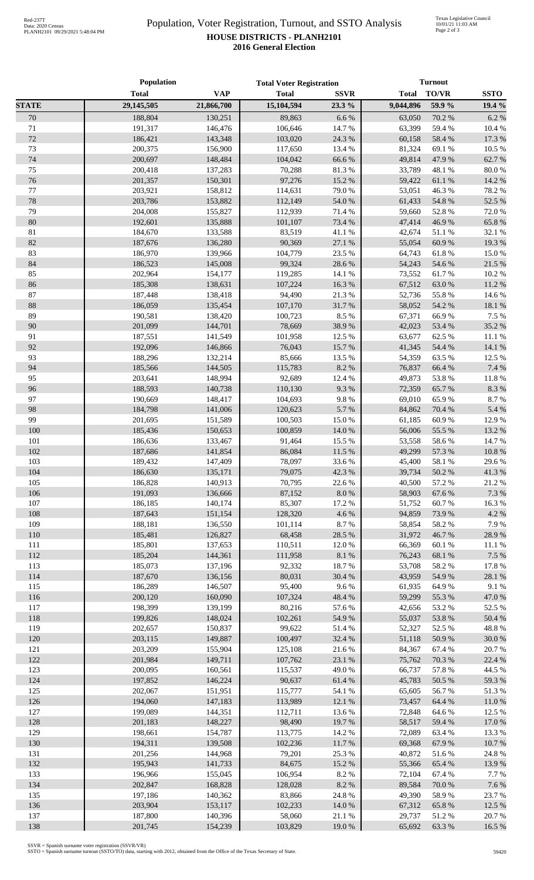# Population, Voter Registration, Turnout, and SSTO Analysis

## HOUSE DISTRICTS - PLANH2101

### 2016 General Election

| | Population | | Total Voter Registration | | Turnout | | |
|---|---|---|---|---|---|---|---|
| | Total | VAP | Total | SSVR | Total | TO/VR | SSTO |
| **STATE** | **29,145,505** | **21,866,700** | **15,104,594** | **23.3 %** | **9,044,896** | **59.9 %** | **19.4 %** |
| 70 | 188,804 | 130,251 | 89,863 | 6.6 % | 63,050 | 70.2 % | 6.2 % |
| 71 | 191,317 | 146,476 | 106,646 | 14.7 % | 63,399 | 59.4 % | 10.4 % |
| 72 | 186,421 | 143,348 | 103,020 | 24.3 % | 60,158 | 58.4 % | 17.3 % |
| 73 | 200,375 | 156,900 | 117,650 | 13.4 % | 81,324 | 69.1 % | 10.5 % |
| 74 | 200,697 | 148,484 | 104,042 | 66.6 % | 49,814 | 47.9 % | 62.7 % |
| 75 | 200,418 | 137,283 | 70,288 | 81.3 % | 33,789 | 48.1 % | 80.0 % |
| 76 | 201,357 | 150,301 | 97,276 | 15.2 % | 59,422 | 61.1 % | 14.2 % |
| 77 | 203,921 | 158,812 | 114,631 | 79.0 % | 53,051 | 46.3 % | 78.2 % |
| 78 | 203,786 | 153,882 | 112,149 | 54.0 % | 61,433 | 54.8 % | 52.5 % |
| 79 | 204,008 | 155,827 | 112,939 | 71.4 % | 59,660 | 52.8 % | 72.0 % |
| 80 | 192,601 | 135,888 | 101,107 | 73.4 % | 47,414 | 46.9 % | 65.8 % |
| 81 | 184,670 | 133,588 | 83,519 | 41.1 % | 42,674 | 51.1 % | 32.1 % |
| 82 | 187,676 | 136,280 | 90,369 | 27.1 % | 55,054 | 60.9 % | 19.3 % |
| 83 | 186,970 | 139,966 | 104,779 | 23.5 % | 64,743 | 61.8 % | 15.0 % |
| 84 | 186,523 | 145,008 | 99,324 | 28.6 % | 54,243 | 54.6 % | 21.5 % |
| 85 | 202,964 | 154,177 | 119,285 | 14.1 % | 73,552 | 61.7 % | 10.2 % |
| 86 | 185,308 | 138,631 | 107,224 | 16.3 % | 67,512 | 63.0 % | 11.2 % |
| 87 | 187,448 | 138,418 | 94,490 | 21.3 % | 52,736 | 55.8 % | 14.6 % |
| 88 | 186,059 | 135,454 | 107,170 | 31.7 % | 58,052 | 54.2 % | 18.1 % |
| 89 | 190,581 | 138,420 | 100,723 | 8.5 % | 67,371 | 66.9 % | 7.5 % |
| 90 | 201,099 | 144,701 | 78,669 | 38.9 % | 42,023 | 53.4 % | 35.2 % |
| 91 | 187,551 | 141,549 | 101,958 | 12.5 % | 63,677 | 62.5 % | 11.1 % |
| 92 | 192,096 | 146,866 | 76,043 | 15.7 % | 41,345 | 54.4 % | 14.1 % |
| 93 | 188,296 | 132,214 | 85,666 | 13.5 % | 54,359 | 63.5 % | 12.5 % |
| 94 | 185,566 | 144,505 | 115,783 | 8.2 % | 76,837 | 66.4 % | 7.4 % |
| 95 | 203,641 | 148,994 | 92,689 | 12.4 % | 49,873 | 53.8 % | 11.8 % |
| 96 | 188,593 | 140,738 | 110,130 | 9.3 % | 72,359 | 65.7 % | 8.3 % |
| 97 | 190,669 | 148,417 | 104,693 | 9.8 % | 69,010 | 65.9 % | 8.7 % |
| 98 | 184,798 | 141,006 | 120,623 | 5.7 % | 84,862 | 70.4 % | 5.4 % |
| 99 | 201,695 | 151,589 | 100,503 | 15.0 % | 61,185 | 60.9 % | 12.9 % |
| 100 | 185,436 | 150,653 | 100,859 | 14.0 % | 56,006 | 55.5 % | 13.2 % |
| 101 | 186,636 | 133,467 | 91,464 | 15.5 % | 53,558 | 58.6 % | 14.7 % |
| 102 | 187,686 | 141,854 | 86,084 | 11.5 % | 49,299 | 57.3 % | 10.8 % |
| 103 | 189,432 | 147,409 | 78,097 | 33.6 % | 45,400 | 58.1 % | 29.6 % |
| 104 | 186,630 | 135,171 | 79,075 | 42.3 % | 39,734 | 50.2 % | 41.3 % |
| 105 | 186,828 | 140,913 | 70,795 | 22.6 % | 40,500 | 57.2 % | 21.2 % |
| 106 | 191,093 | 136,666 | 87,152 | 8.0 % | 58,903 | 67.6 % | 7.3 % |
| 107 | 186,185 | 140,174 | 85,307 | 17.2 % | 51,752 | 60.7 % | 16.3 % |
| 108 | 187,643 | 151,154 | 128,320 | 4.6 % | 94,859 | 73.9 % | 4.2 % |
| 109 | 188,181 | 136,550 | 101,114 | 8.7 % | 58,854 | 58.2 % | 7.9 % |
| 110 | 185,481 | 126,827 | 68,458 | 28.5 % | 31,972 | 46.7 % | 28.9 % |
| 111 | 185,801 | 137,653 | 110,511 | 12.0 % | 66,369 | 60.1 % | 11.1 % |
| 112 | 185,204 | 144,361 | 111,958 | 8.1 % | 76,243 | 68.1 % | 7.5 % |
| 113 | 185,073 | 137,196 | 92,332 | 18.7 % | 53,708 | 58.2 % | 17.8 % |
| 114 | 187,670 | 136,156 | 80,031 | 30.4 % | 43,959 | 54.9 % | 28.1 % |
| 115 | 186,289 | 146,507 | 95,400 | 9.6 % | 61,935 | 64.9 % | 9.1 % |
| 116 | 200,120 | 160,090 | 107,324 | 48.4 % | 59,299 | 55.3 % | 47.0 % |
| 117 | 198,399 | 139,199 | 80,216 | 57.6 % | 42,656 | 53.2 % | 52.5 % |
| 118 | 199,826 | 148,024 | 102,261 | 54.9 % | 55,037 | 53.8 % | 50.4 % |
| 119 | 202,657 | 150,837 | 99,622 | 51.4 % | 52,327 | 52.5 % | 48.8 % |
| 120 | 203,115 | 149,887 | 100,497 | 32.4 % | 51,118 | 50.9 % | 30.0 % |
| 121 | 203,209 | 155,904 | 125,108 | 21.6 % | 84,367 | 67.4 % | 20.7 % |
| 122 | 201,984 | 149,711 | 107,762 | 23.1 % | 75,762 | 70.3 % | 22.4 % |
| 123 | 200,095 | 160,561 | 115,537 | 49.0 % | 66,737 | 57.8 % | 44.5 % |
| 124 | 197,852 | 146,224 | 90,637 | 61.4 % | 45,783 | 50.5 % | 59.3 % |
| 125 | 202,067 | 151,951 | 115,777 | 54.1 % | 65,605 | 56.7 % | 51.3 % |
| 126 | 194,060 | 147,183 | 113,989 | 12.1 % | 73,457 | 64.4 % | 11.0 % |
| 127 | 199,089 | 144,351 | 112,711 | 13.6 % | 72,848 | 64.6 % | 12.5 % |
| 128 | 201,183 | 148,227 | 98,490 | 19.7 % | 58,517 | 59.4 % | 17.0 % |
| 129 | 198,661 | 154,787 | 113,775 | 14.2 % | 72,089 | 63.4 % | 13.3 % |
| 130 | 194,311 | 139,508 | 102,236 | 11.7 % | 69,368 | 67.9 % | 10.7 % |
| 131 | 201,256 | 144,968 | 79,201 | 25.3 % | 40,872 | 51.6 % | 24.8 % |
| 132 | 195,943 | 141,733 | 84,675 | 15.2 % | 55,366 | 65.4 % | 13.9 % |
| 133 | 196,966 | 155,045 | 106,954 | 8.2 % | 72,104 | 67.4 % | 7.7 % |
| 134 | 202,847 | 168,828 | 128,028 | 8.2 % | 89,584 | 70.0 % | 7.6 % |
| 135 | 197,186 | 140,362 | 83,866 | 24.8 % | 49,390 | 58.9 % | 23.7 % |
| 136 | 203,904 | 153,117 | 102,233 | 14.0 % | 67,312 | 65.8 % | 12.5 % |
| 137 | 187,800 | 140,396 | 58,060 | 21.1 % | 29,737 | 51.2 % | 20.7 % |
| 138 | 201,745 | 154,239 | 103,829 | 19.0 % | 65,692 | 63.3 % | 16.5 % |

SSVR = Spanish surname voter registration (SSVR/VR)
SSTO = Spanish surname turnout (SSTO/TO) data, starting with 2012, obtained from the Office of the Texas Secretary of State.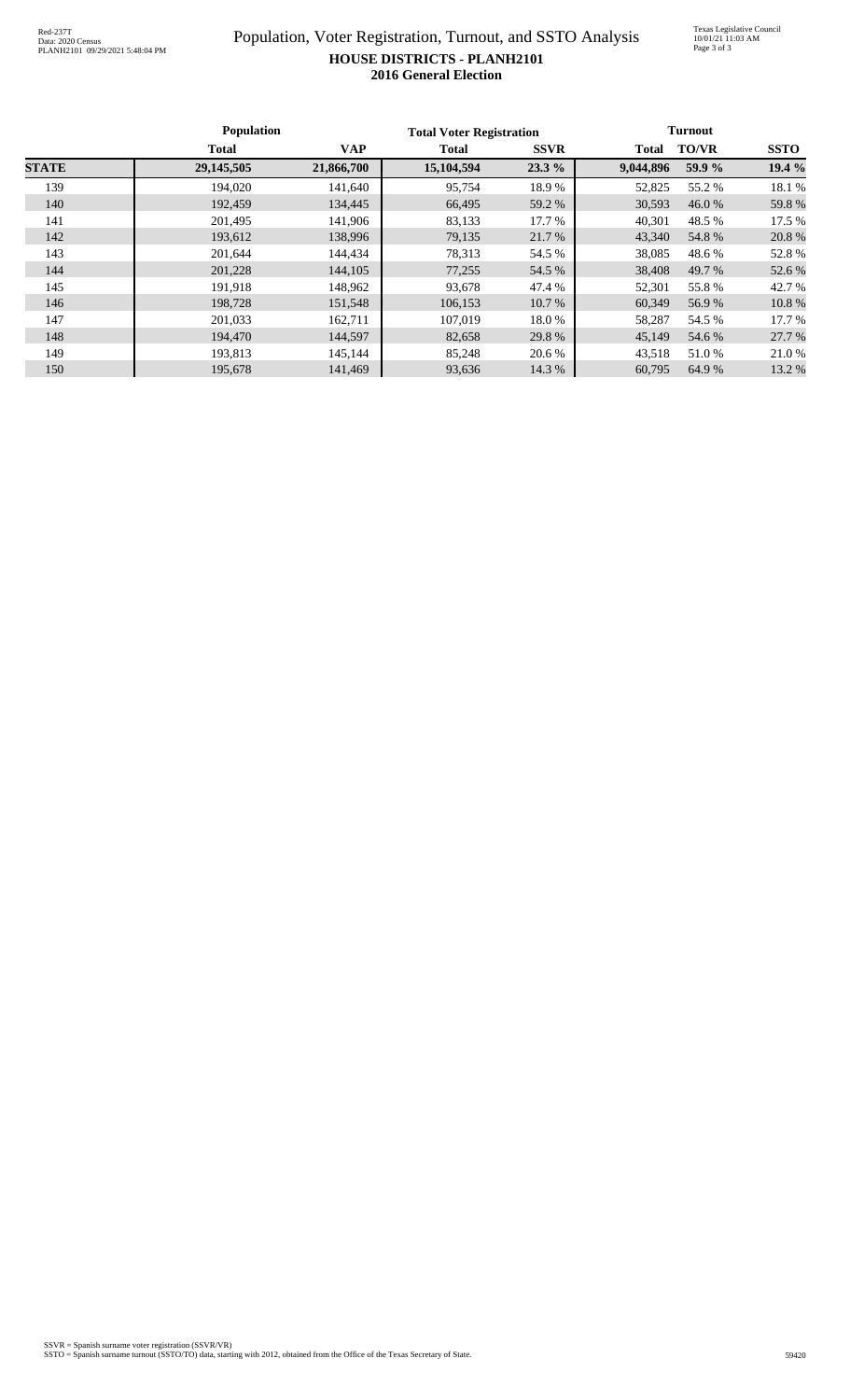# Population, Voter Registration, Turnout, and SSTO Analysis

## HOUSE DISTRICTS - PLANH2101

## 2016 General Election

| | Population | | Total Voter Registration | | Turnout | | |
|---|---|---|---|---|---|---|---|
| | **Total** | **VAP** | **Total** | **SSVR** | **Total** | **TO/VR** | **SSTO** |
| **STATE** | **29,145,505** | **21,866,700** | **15,104,594** | **23.3 %** | **9,044,896** | **59.9 %** | **19.4 %** |
| 139 | 194,020 | 141,640 | 95,754 | 18.9 % | 52,825 | 55.2 % | 18.1 % |
| 140 | 192,459 | 134,445 | 66,495 | 59.2 % | 30,593 | 46.0 % | 59.8 % |
| 141 | 201,495 | 141,906 | 83,133 | 17.7 % | 40,301 | 48.5 % | 17.5 % |
| 142 | 193,612 | 138,996 | 79,135 | 21.7 % | 43,340 | 54.8 % | 20.8 % |
| 143 | 201,644 | 144,434 | 78,313 | 54.5 % | 38,085 | 48.6 % | 52.8 % |
| 144 | 201,228 | 144,105 | 77,255 | 54.5 % | 38,408 | 49.7 % | 52.6 % |
| 145 | 191,918 | 148,962 | 93,678 | 47.4 % | 52,301 | 55.8 % | 42.7 % |
| 146 | 198,728 | 151,548 | 106,153 | 10.7 % | 60,349 | 56.9 % | 10.8 % |
| 147 | 201,033 | 162,711 | 107,019 | 18.0 % | 58,287 | 54.5 % | 17.7 % |
| 148 | 194,470 | 144,597 | 82,658 | 29.8 % | 45,149 | 54.6 % | 27.7 % |
| 149 | 193,813 | 145,144 | 85,248 | 20.6 % | 43,518 | 51.0 % | 21.0 % |
| 150 | 195,678 | 141,469 | 93,636 | 14.3 % | 60,795 | 64.9 % | 13.2 % |

SSVR = Spanish surname voter registration (SSVR/VR)
SSTO = Spanish surname turnout (SSTO/TO) data, starting with 2012, obtained from the Office of the Texas Secretary of State.